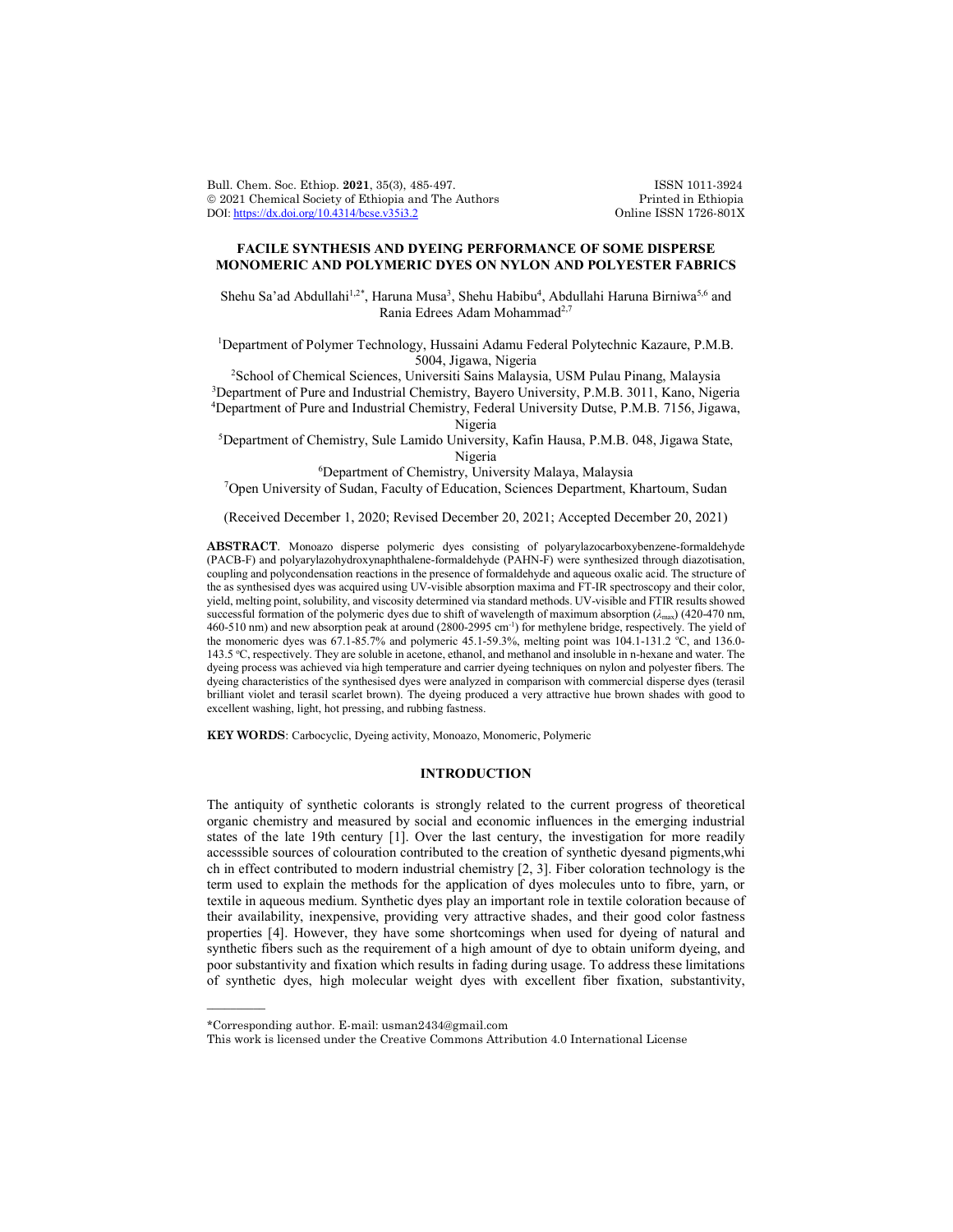# FACILE SYNTHESIS AND DYEING PERFORMANCE OF SOME DISPERSE MONOMERIC AND POLYMERIC DYES ON NYLON AND POLYESTER FABRICS

Shehu Sa'ad Abdullahi[1,2*], Haruna Musa[3], Shehu Habibu[4], Abdullahi Haruna Birniwa[5,6] and Rania Edrees Adam Mohammad[2,7]

[1]Department of Polymer Technology, Hussaini Adamu Federal Polytechnic Kazaure, P.M.B. 5004, Jigawa, Nigeria

[2]School of Chemical Sciences, Universiti Sains Malaysia, USM Pulau Pinang, Malaysia

[3]Department of Pure and Industrial Chemistry, Bayero University, P.M.B. 3011, Kano, Nigeria

[4]Department of Pure and Industrial Chemistry, Federal University Dutse, P.M.B. 7156, Jigawa, Nigeria

[5]Department of Chemistry, Sule Lamido University, Kafin Hausa, P.M.B. 048, Jigawa State, Nigeria

[6]Department of Chemistry, University Malaya, Malaysia

[7]Open University of Sudan, Faculty of Education, Sciences Department, Khartoum, Sudan

(Received December 1, 2020; Revised December 20, 2021; Accepted December 20, 2021)

**ABSTRACT**. Monoazo disperse polymeric dyes consisting of polyarylazocarboxybenzene-formaldehyde (PACB-F) and polyarylazohydroxynaphthalene-formaldehyde (PAHN-F) were synthesized through diazotisation, coupling and polycondensation reactions in the presence of formaldehyde and aqueous oxalic acid. The structure of the as synthesised dyes was acquired using UV-visible absorption maxima and FT-IR spectroscopy and their color, yield, melting point, solubility, and viscosity determined via standard methods. UV-visible and FTIR results showed successful formation of the polymeric dyes due to shift of wavelength of maximum absorption ($\lambda_{max}$) (420-470 nm, 460-510 nm) and new absorption peak at around (2800-2995 $cm^{-1}$) for methylene bridge, respectively. The yield of the monomeric dyes was 67.1-85.7% and polymeric 45.1-59.3%, melting point was 104.1-131.2 °C, and 136.0-143.5 °C, respectively. They are soluble in acetone, ethanol, and methanol and insoluble in n-hexane and water. The dyeing process was achieved via high temperature and carrier dyeing techniques on nylon and polyester fibers. The dyeing characteristics of the synthesised dyes were analyzed in comparison with commercial disperse dyes (terasil brilliant violet and terasil scarlet brown). The dyeing produced a very attractive hue brown shades with good to excellent washing, light, hot pressing, and rubbing fastness.

**KEY WORDS**: Carbocyclic, Dyeing activity, Monoazo, Monomeric, Polymeric

## INTRODUCTION

The antiquity of synthetic colorants is strongly related to the current progress of theoretical organic chemistry and measured by social and economic influences in the emerging industrial states of the late 19th century [1]. Over the last century, the investigation for more readily accesssible sources of colouration contributed to the creation of synthetic dyesand pigments,whi ch in effect contributed to modern industrial chemistry [2, 3]. Fiber coloration technology is the term used to explain the methods for the application of dyes molecules unto to fibre, yarn, or textile in aqueous medium. Synthetic dyes play an important role in textile coloration because of their availability, inexpensive, providing very attractive shades, and their good color fastness properties [4]. However, they have some shortcomings when used for dyeing of natural and synthetic fibers such as the requirement of a high amount of dye to obtain uniform dyeing, and poor substantivity and fixation which results in fading during usage. To address these limitations of synthetic dyes, high molecular weight dyes with excellent fiber fixation, substantivity,

*Corresponding author. E-mail: usman2434@gmail.com

This work is licensed under the Creative Commons Attribution 4.0 International License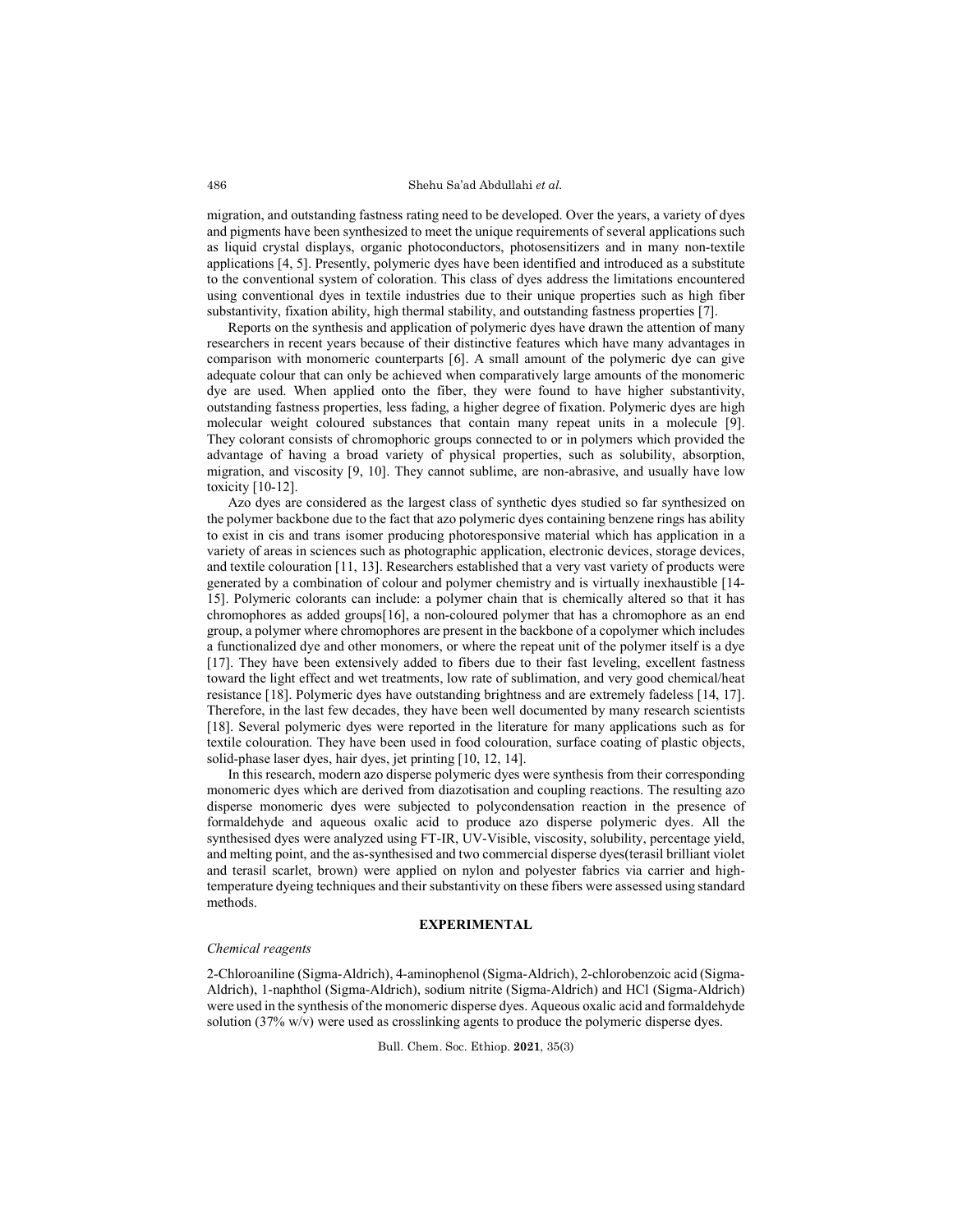migration, and outstanding fastness rating need to be developed. Over the years, a variety of dyes and pigments have been synthesized to meet the unique requirements of several applications such as liquid crystal displays, organic photoconductors, photosensitizers and in many non-textile applications [4, 5]. Presently, polymeric dyes have been identified and introduced as a substitute to the conventional system of coloration. This class of dyes address the limitations encountered using conventional dyes in textile industries due to their unique properties such as high fiber substantivity, fixation ability, high thermal stability, and outstanding fastness properties [7].

Reports on the synthesis and application of polymeric dyes have drawn the attention of many researchers in recent years because of their distinctive features which have many advantages in comparison with monomeric counterparts [6]. A small amount of the polymeric dye can give adequate colour that can only be achieved when comparatively large amounts of the monomeric dye are used. When applied onto the fiber, they were found to have higher substantivity, outstanding fastness properties, less fading, a higher degree of fixation. Polymeric dyes are high molecular weight coloured substances that contain many repeat units in a molecule [9]. They colorant consists of chromophoric groups connected to or in polymers which provided the advantage of having a broad variety of physical properties, such as solubility, absorption, migration, and viscosity [9, 10]. They cannot sublime, are non-abrasive, and usually have low toxicity [10-12].

Azo dyes are considered as the largest class of synthetic dyes studied so far synthesized on the polymer backbone due to the fact that azo polymeric dyes containing benzene rings has ability to exist in cis and trans isomer producing photoresponsive material which has application in a variety of areas in sciences such as photographic application, electronic devices, storage devices, and textile colouration [11, 13]. Researchers established that a very vast variety of products were generated by a combination of colour and polymer chemistry and is virtually inexhaustible [14-15]. Polymeric colorants can include: a polymer chain that is chemically altered so that it has chromophores as added groups[16], a non-coloured polymer that has a chromophore as an end group, a polymer where chromophores are present in the backbone of a copolymer which includes a functionalized dye and other monomers, or where the repeat unit of the polymer itself is a dye [17]. They have been extensively added to fibers due to their fast leveling, excellent fastness toward the light effect and wet treatments, low rate of sublimation, and very good chemical/heat resistance [18]. Polymeric dyes have outstanding brightness and are extremely fadeless [14, 17]. Therefore, in the last few decades, they have been well documented by many research scientists [18]. Several polymeric dyes were reported in the literature for many applications such as for textile colouration. They have been used in food colouration, surface coating of plastic objects, solid-phase laser dyes, hair dyes, jet printing [10, 12, 14].

In this research, modern azo disperse polymeric dyes were synthesis from their corresponding monomeric dyes which are derived from diazotisation and coupling reactions. The resulting azo disperse monomeric dyes were subjected to polycondensation reaction in the presence of formaldehyde and aqueous oxalic acid to produce azo disperse polymeric dyes. All the synthesised dyes were analyzed using FT-IR, UV-Visible, viscosity, solubility, percentage yield, and melting point, and the as-synthesised and two commercial disperse dyes(terasil brilliant violet and terasil scarlet, brown) were applied on nylon and polyester fabrics via carrier and high-temperature dyeing techniques and their substantivity on these fibers were assessed using standard methods.

## EXPERIMENTAL

### *Chemical reagents*

2-Chloroaniline (Sigma-Aldrich), 4-aminophenol (Sigma-Aldrich), 2-chlorobenzoic acid (Sigma-Aldrich), 1-naphthol (Sigma-Aldrich), sodium nitrite (Sigma-Aldrich) and HCl (Sigma-Aldrich) were used in the synthesis of the monomeric disperse dyes. Aqueous oxalic acid and formaldehyde solution (37% w/v) were used as crosslinking agents to produce the polymeric disperse dyes.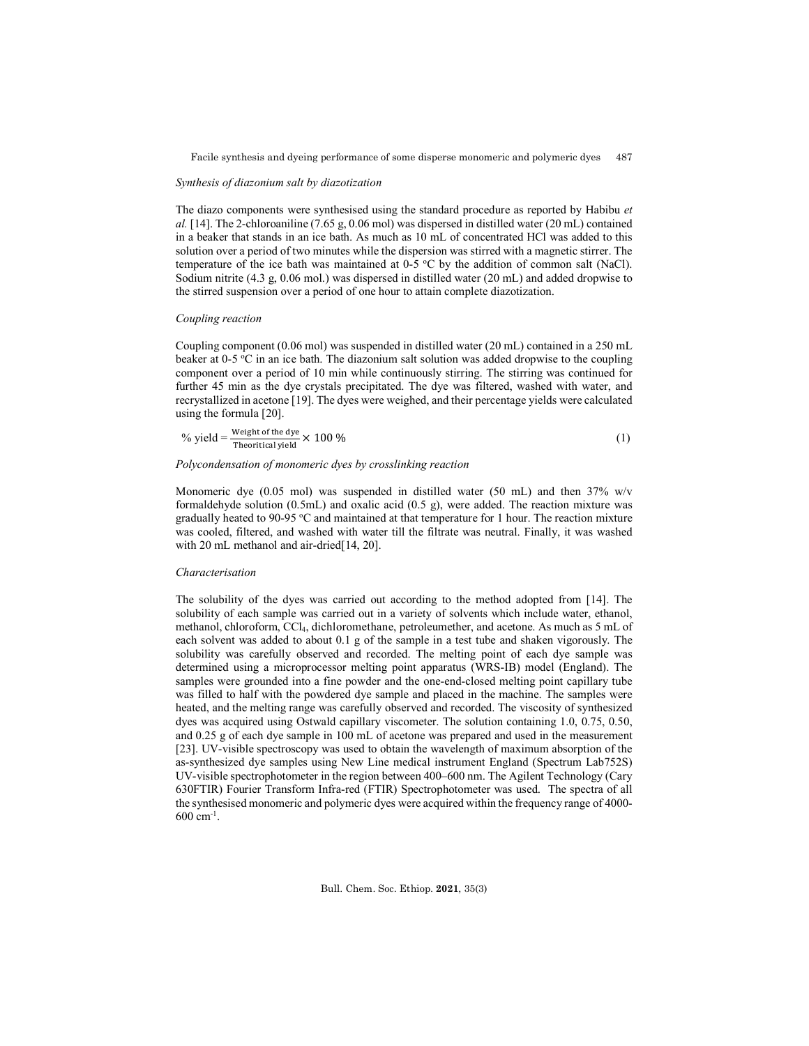*Synthesis of diazonium salt by diazotization*

The diazo components were synthesised using the standard procedure as reported by Habibu *et al.* [14]. The 2-chloroaniline (7.65 g, 0.06 mol) was dispersed in distilled water (20 mL) contained in a beaker that stands in an ice bath. As much as 10 mL of concentrated HCl was added to this solution over a period of two minutes while the dispersion was stirred with a magnetic stirrer. The temperature of the ice bath was maintained at 0-5 °C by the addition of common salt (NaCl). Sodium nitrite (4.3 g, 0.06 mol.) was dispersed in distilled water (20 mL) and added dropwise to the stirred suspension over a period of one hour to attain complete diazotization.

*Coupling reaction*

Coupling component (0.06 mol) was suspended in distilled water (20 mL) contained in a 250 mL beaker at 0-5 °C in an ice bath. The diazonium salt solution was added dropwise to the coupling component over a period of 10 min while continuously stirring. The stirring was continued for further 45 min as the dye crystals precipitated. The dye was filtered, washed with water, and recrystallized in acetone [19]. The dyes were weighed, and their percentage yields were calculated using the formula [20].

$$\% \text{ yield} = \frac{\text{Weight of the dye}}{\text{Theoritical yield}} \times 100\ \% \tag{1}$$

*Polycondensation of monomeric dyes by crosslinking reaction*

Monomeric dye (0.05 mol) was suspended in distilled water (50 mL) and then 37% w/v formaldehyde solution (0.5mL) and oxalic acid (0.5 g), were added. The reaction mixture was gradually heated to 90-95 °C and maintained at that temperature for 1 hour. The reaction mixture was cooled, filtered, and washed with water till the filtrate was neutral. Finally, it was washed with 20 mL methanol and air-dried[14, 20].

*Characterisation*

The solubility of the dyes was carried out according to the method adopted from [14]. The solubility of each sample was carried out in a variety of solvents which include water, ethanol, methanol, chloroform, $CCl_4$, dichloromethane, petroleumether, and acetone. As much as 5 mL of each solvent was added to about 0.1 g of the sample in a test tube and shaken vigorously. The solubility was carefully observed and recorded. The melting point of each dye sample was determined using a microprocessor melting point apparatus (WRS-IB) model (England). The samples were grounded into a fine powder and the one-end-closed melting point capillary tube was filled to half with the powdered dye sample and placed in the machine. The samples were heated, and the melting range was carefully observed and recorded. The viscosity of synthesized dyes was acquired using Ostwald capillary viscometer. The solution containing 1.0, 0.75, 0.50, and 0.25 g of each dye sample in 100 mL of acetone was prepared and used in the measurement [23]. UV-visible spectroscopy was used to obtain the wavelength of maximum absorption of the as-synthesized dye samples using New Line medical instrument England (Spectrum Lab752S) UV-visible spectrophotometer in the region between 400–600 nm. The Agilent Technology (Cary 630FTIR) Fourier Transform Infra-red (FTIR) Spectrophotometer was used. The spectra of all the synthesised monomeric and polymeric dyes were acquired within the frequency range of 4000-600 $cm^{-1}$.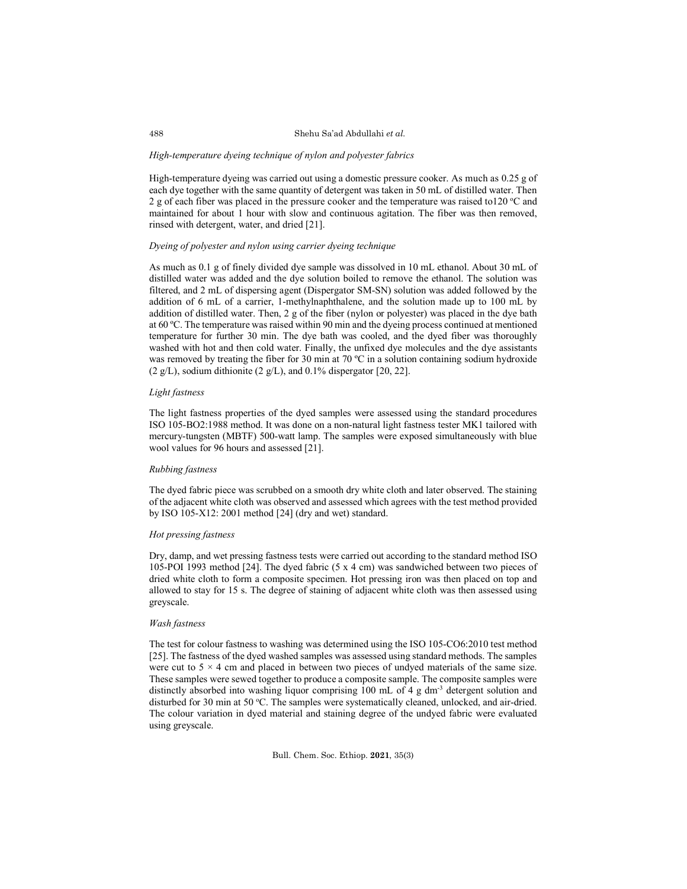*High-temperature dyeing technique of nylon and polyester fabrics*

High-temperature dyeing was carried out using a domestic pressure cooker. As much as 0.25 g of each dye together with the same quantity of detergent was taken in 50 mL of distilled water. Then 2 g of each fiber was placed in the pressure cooker and the temperature was raised to120 °C and maintained for about 1 hour with slow and continuous agitation. The fiber was then removed, rinsed with detergent, water, and dried [21].

*Dyeing of polyester and nylon using carrier dyeing technique*

As much as 0.1 g of finely divided dye sample was dissolved in 10 mL ethanol. About 30 mL of distilled water was added and the dye solution boiled to remove the ethanol. The solution was filtered, and 2 mL of dispersing agent (Dispergator SM-SN) solution was added followed by the addition of 6 mL of a carrier, 1-methylnaphthalene, and the solution made up to 100 mL by addition of distilled water. Then, 2 g of the fiber (nylon or polyester) was placed in the dye bath at 60 °C. The temperature was raised within 90 min and the dyeing process continued at mentioned temperature for further 30 min. The dye bath was cooled, and the dyed fiber was thoroughly washed with hot and then cold water. Finally, the unfixed dye molecules and the dye assistants was removed by treating the fiber for 30 min at 70 °C in a solution containing sodium hydroxide (2 g/L), sodium dithionite (2 g/L), and 0.1% dispergator [20, 22].

*Light fastness*

The light fastness properties of the dyed samples were assessed using the standard procedures ISO 105-BO2:1988 method. It was done on a non-natural light fastness tester MK1 tailored with mercury-tungsten (MBTF) 500-watt lamp. The samples were exposed simultaneously with blue wool values for 96 hours and assessed [21].

*Rubbing fastness*

The dyed fabric piece was scrubbed on a smooth dry white cloth and later observed. The staining of the adjacent white cloth was observed and assessed which agrees with the test method provided by ISO 105-X12: 2001 method [24] (dry and wet) standard.

*Hot pressing fastness*

Dry, damp, and wet pressing fastness tests were carried out according to the standard method ISO 105-POI 1993 method [24]. The dyed fabric (5 x 4 cm) was sandwiched between two pieces of dried white cloth to form a composite specimen. Hot pressing iron was then placed on top and allowed to stay for 15 s. The degree of staining of adjacent white cloth was then assessed using greyscale.

*Wash fastness*

The test for colour fastness to washing was determined using the ISO 105-CO6:2010 test method [25]. The fastness of the dyed washed samples was assessed using standard methods. The samples were cut to 5 × 4 cm and placed in between two pieces of undyed materials of the same size. These samples were sewed together to produce a composite sample. The composite samples were distinctly absorbed into washing liquor comprising 100 mL of 4 g $dm^{-3}$ detergent solution and disturbed for 30 min at 50 °C. The samples were systematically cleaned, unlocked, and air-dried. The colour variation in dyed material and staining degree of the undyed fabric were evaluated using greyscale.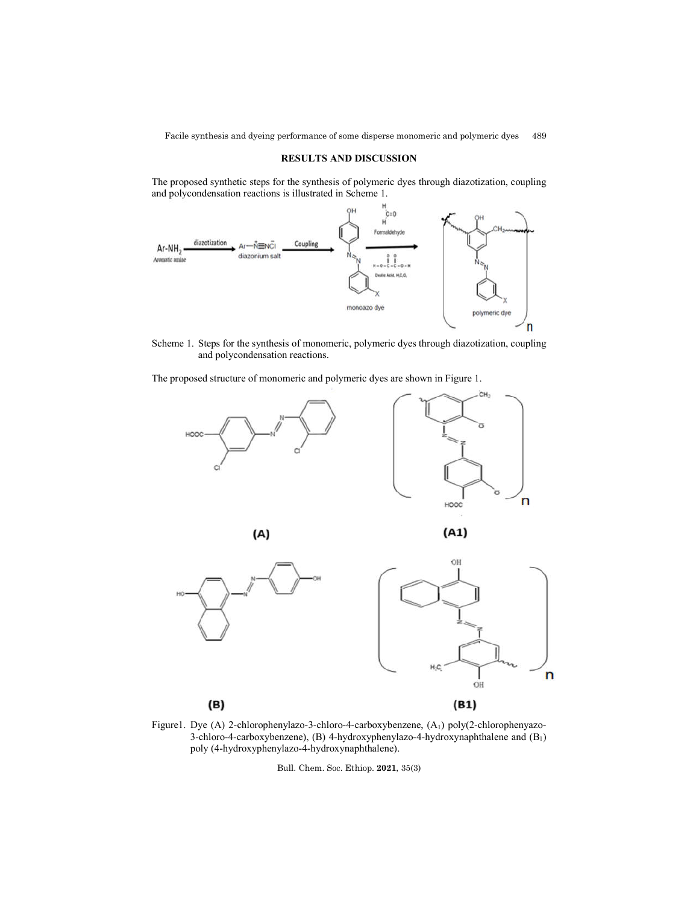## RESULTS AND DISCUSSION

The proposed synthetic steps for the synthesis of polymeric dyes through diazotization, coupling and polycondensation reactions is illustrated in Scheme 1.

Scheme 1. Steps for the synthesis of monomeric, polymeric dyes through diazotization, coupling and polycondensation reactions.

The proposed structure of monomeric and polymeric dyes are shown in Figure 1.

Figure1. Dye (A) 2-chlorophenylazo-3-chloro-4-carboxybenzene, ($A_1$) poly(2-chlorophenyazo-3-chloro-4-carboxybenzene), (B) 4-hydroxyphenylazo-4-hydroxynaphthalene and ($B_1$) poly (4-hydroxyphenylazo-4-hydroxynaphthalene).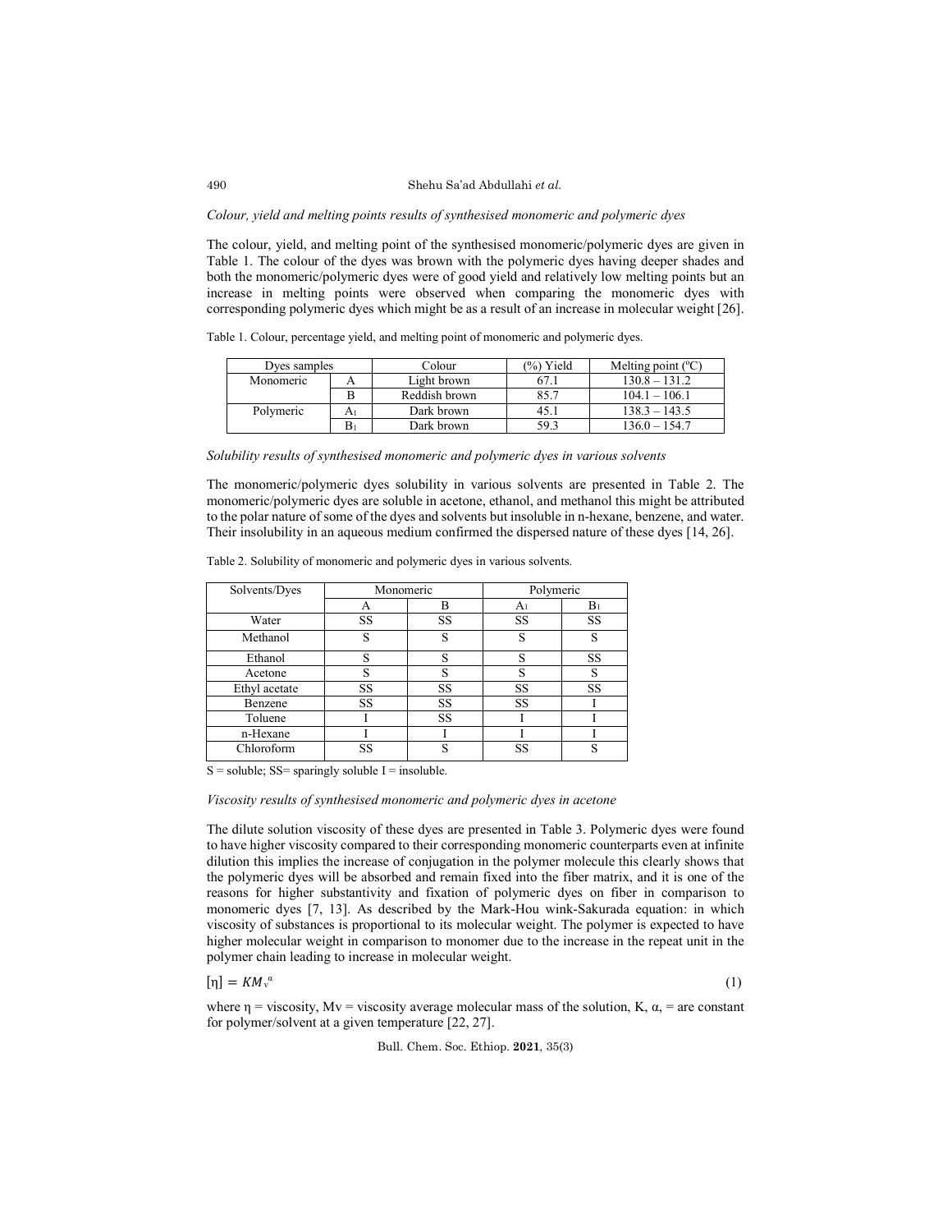*Colour, yield and melting points results of synthesised monomeric and polymeric dyes*

The colour, yield, and melting point of the synthesised monomeric/polymeric dyes are given in Table 1. The colour of the dyes was brown with the polymeric dyes having deeper shades and both the monomeric/polymeric dyes were of good yield and relatively low melting points but an increase in melting points were observed when comparing the monomeric dyes with corresponding polymeric dyes which might be as a result of an increase in molecular weight [26].

Table 1. Colour, percentage yield, and melting point of monomeric and polymeric dyes.

| Dyes samples | | Colour | (%) Yield | Melting point (°C) |
|---|---|---|---|---|
| Monomeric | A | Light brown | 67.1 | 130.8 – 131.2 |
| | B | Reddish brown | 85.7 | 104.1 – 106.1 |
| Polymeric | $A_1$ | Dark brown | 45.1 | 138.3 – 143.5 |
| | $B_1$ | Dark brown | 59.3 | 136.0 – 154.7 |

*Solubility results of synthesised monomeric and polymeric dyes in various solvents*

The monomeric/polymeric dyes solubility in various solvents are presented in Table 2. The monomeric/polymeric dyes are soluble in acetone, ethanol, and methanol this might be attributed to the polar nature of some of the dyes and solvents but insoluble in n-hexane, benzene, and water. Their insolubility in an aqueous medium confirmed the dispersed nature of these dyes [14, 26].

Table 2. Solubility of monomeric and polymeric dyes in various solvents.

| Solvents/Dyes | Monomeric | | Polymeric | |
|---|---|---|---|---|
| | A | B | $A_1$ | $B_1$ |
| Water | SS | SS | SS | SS |
| Methanol | S | S | S | S |
| Ethanol | S | S | S | SS |
| Acetone | S | S | S | S |
| Ethyl acetate | SS | SS | SS | SS |
| Benzene | SS | SS | SS | I |
| Toluene | I | SS | I | I |
| n-Hexane | I | I | I | I |
| Chloroform | SS | S | SS | S |

S = soluble; SS= sparingly soluble I = insoluble.

*Viscosity results of synthesised monomeric and polymeric dyes in acetone*

The dilute solution viscosity of these dyes are presented in Table 3. Polymeric dyes were found to have higher viscosity compared to their corresponding monomeric counterparts even at infinite dilution this implies the increase of conjugation in the polymer molecule this clearly shows that the polymeric dyes will be absorbed and remain fixed into the fiber matrix, and it is one of the reasons for higher substantivity and fixation of polymeric dyes on fiber in comparison to monomeric dyes [7, 13]. As described by the Mark-Hou wink-Sakurada equation: in which viscosity of substances is proportional to its molecular weight. The polymer is expected to have higher molecular weight in comparison to monomer due to the increase in the repeat unit in the polymer chain leading to increase in molecular weight.

$$[\eta] = KM_v^{\alpha} \tag{1}$$

where η = viscosity, Mv = viscosity average molecular mass of the solution, K, α, = are constant for polymer/solvent at a given temperature [22, 27].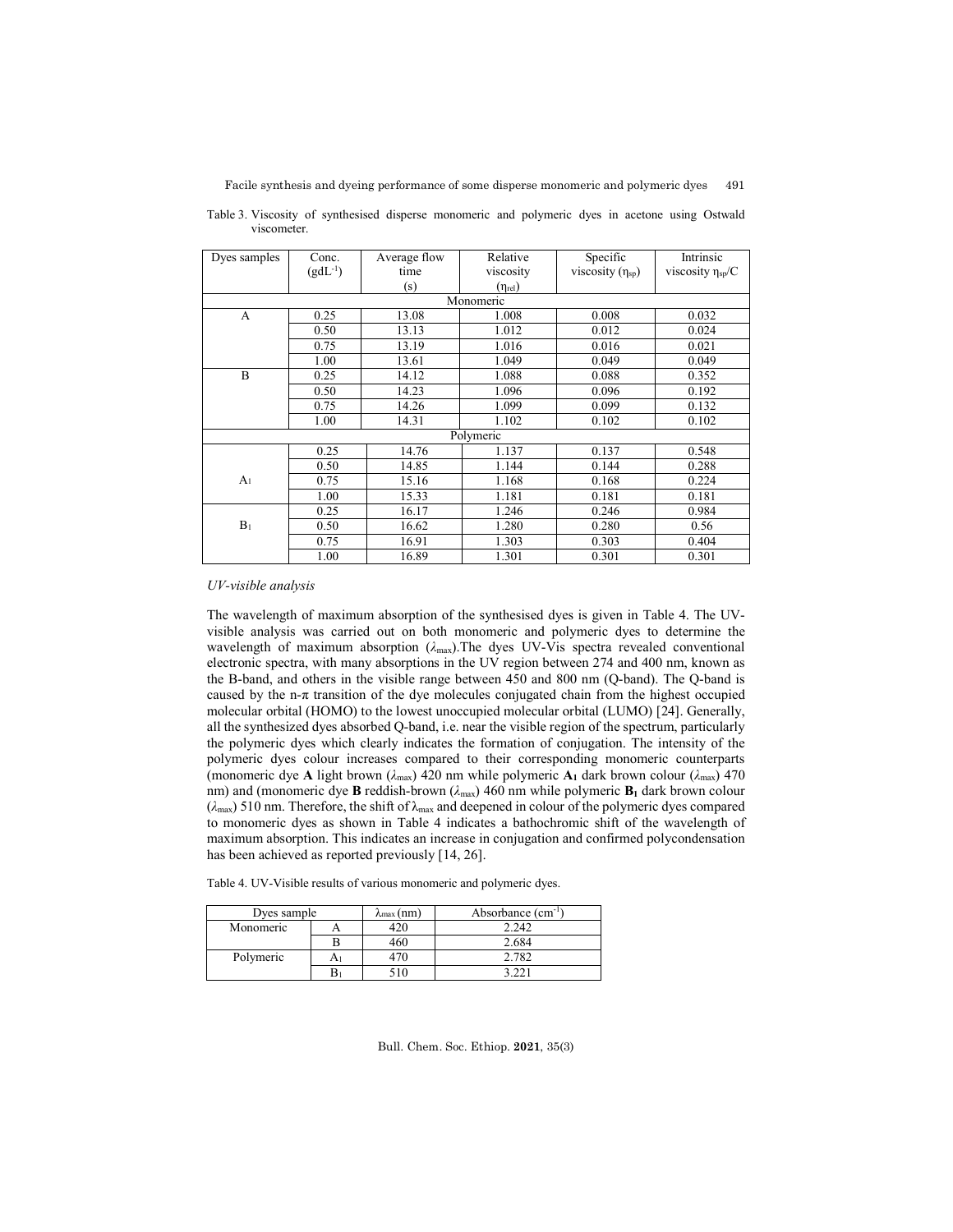Table 3. Viscosity of synthesised disperse monomeric and polymeric dyes in acetone using Ostwald viscometer.

| Dyes samples | Conc. ($gdL^{-1}$) | Average flow time (s) | Relative viscosity ($\eta_{rel}$) | Specific viscosity ($\eta_{sp}$) | Intrinsic viscosity $\eta_{sp}/C$ |
|---|---|---|---|---|---|
| Monomeric | | | | | |
| A | 0.25 | 13.08 | 1.008 | 0.008 | 0.032 |
| | 0.50 | 13.13 | 1.012 | 0.012 | 0.024 |
| | 0.75 | 13.19 | 1.016 | 0.016 | 0.021 |
| | 1.00 | 13.61 | 1.049 | 0.049 | 0.049 |
| B | 0.25 | 14.12 | 1.088 | 0.088 | 0.352 |
| | 0.50 | 14.23 | 1.096 | 0.096 | 0.192 |
| | 0.75 | 14.26 | 1.099 | 0.099 | 0.132 |
| | 1.00 | 14.31 | 1.102 | 0.102 | 0.102 |
| Polymeric | | | | | |
| $A_1$ | 0.25 | 14.76 | 1.137 | 0.137 | 0.548 |
| | 0.50 | 14.85 | 1.144 | 0.144 | 0.288 |
| | 0.75 | 15.16 | 1.168 | 0.168 | 0.224 |
| | 1.00 | 15.33 | 1.181 | 0.181 | 0.181 |
| $B_1$ | 0.25 | 16.17 | 1.246 | 0.246 | 0.984 |
| | 0.50 | 16.62 | 1.280 | 0.280 | 0.56 |
| | 0.75 | 16.91 | 1.303 | 0.303 | 0.404 |
| | 1.00 | 16.89 | 1.301 | 0.301 | 0.301 |

*UV-visible analysis*

The wavelength of maximum absorption of the synthesised dyes is given in Table 4. The UV-visible analysis was carried out on both monomeric and polymeric dyes to determine the wavelength of maximum absorption ($\lambda_{max}$).The dyes UV-Vis spectra revealed conventional electronic spectra, with many absorptions in the UV region between 274 and 400 nm, known as the B-band, and others in the visible range between 450 and 800 nm (Q-band). The Q-band is caused by the n-π transition of the dye molecules conjugated chain from the highest occupied molecular orbital (HOMO) to the lowest unoccupied molecular orbital (LUMO) [24]. Generally, all the synthesized dyes absorbed Q-band, i.e. near the visible region of the spectrum, particularly the polymeric dyes which clearly indicates the formation of conjugation. The intensity of the polymeric dyes colour increases compared to their corresponding monomeric counterparts (monomeric dye **A** light brown ($\lambda_{max}$) 420 nm while polymeric **$A_1$** dark brown colour ($\lambda_{max}$) 470 nm) and (monomeric dye **B** reddish-brown ($\lambda_{max}$) 460 nm while polymeric **$B_1$** dark brown colour ($\lambda_{max}$) 510 nm. Therefore, the shift of $\lambda_{max}$ and deepened in colour of the polymeric dyes compared to monomeric dyes as shown in Table 4 indicates a bathochromic shift of the wavelength of maximum absorption. This indicates an increase in conjugation and confirmed polycondensation has been achieved as reported previously [14, 26].

Table 4. UV-Visible results of various monomeric and polymeric dyes.

| Dyes sample | | $\lambda_{max}$ (nm) | Absorbance ($cm^{-1}$) |
|---|---|---|---|
| Monomeric | A | 420 | 2.242 |
| | B | 460 | 2.684 |
| Polymeric | $A_1$ | 470 | 2.782 |
| | $B_1$ | 510 | 3.221 |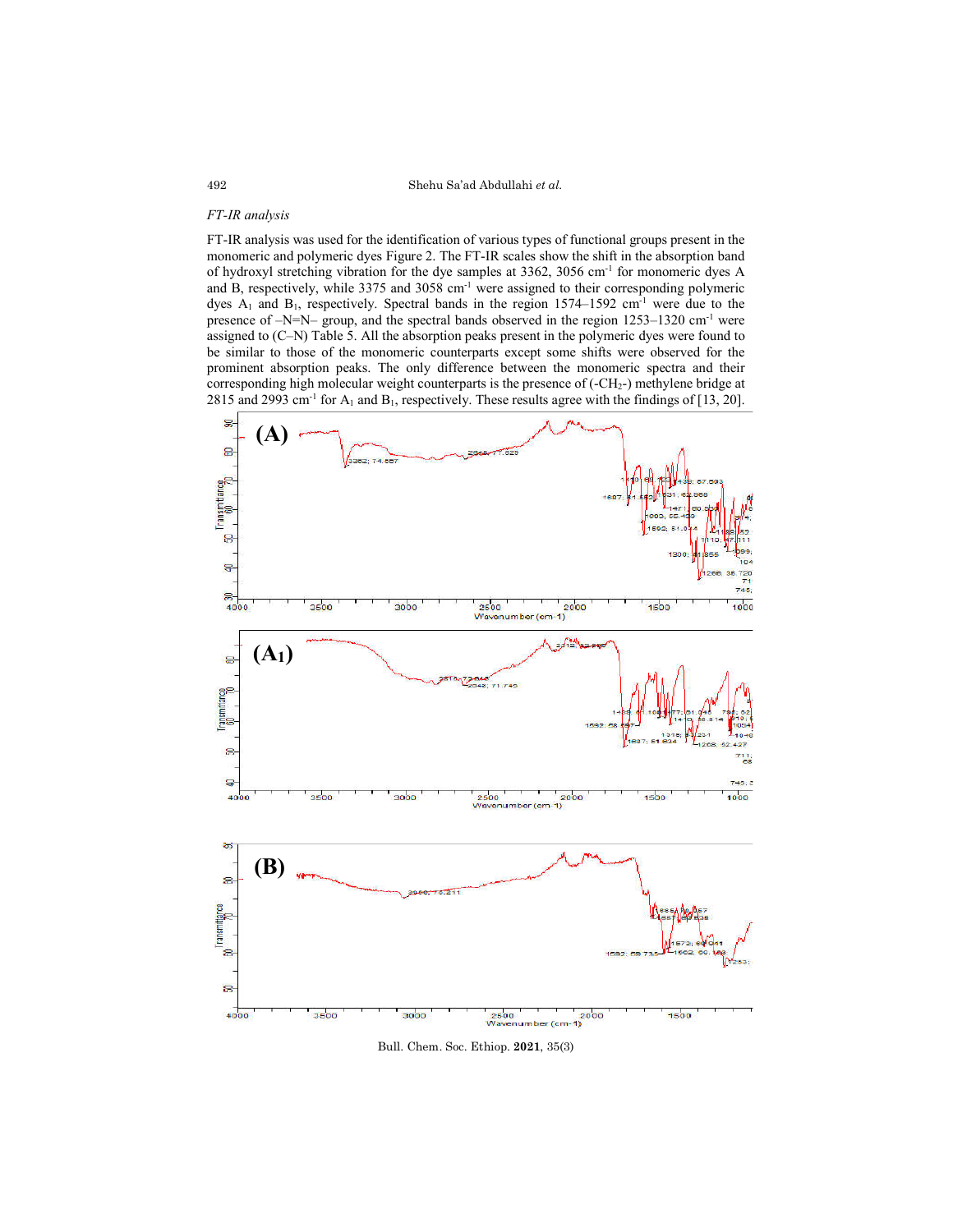*FT-IR analysis*

FT-IR analysis was used for the identification of various types of functional groups present in the monomeric and polymeric dyes Figure 2. The FT-IR scales show the shift in the absorption band of hydroxyl stretching vibration for the dye samples at 3362, 3056 $cm^{-1}$ for monomeric dyes A and B, respectively, while 3375 and 3058 $cm^{-1}$ were assigned to their corresponding polymeric dyes $A_1$ and $B_1$, respectively. Spectral bands in the region 1574–1592 $cm^{-1}$ were due to the presence of –N=N– group, and the spectral bands observed in the region 1253–1320 $cm^{-1}$ were assigned to (C–N) Table 5. All the absorption peaks present in the polymeric dyes were found to be similar to those of the monomeric counterparts except some shifts were observed for the prominent absorption peaks. The only difference between the monomeric spectra and their corresponding high molecular weight counterparts is the presence of (-$CH_2$-) methylene bridge at 2815 and 2993 $cm^{-1}$ for $A_1$ and $B_1$, respectively. These results agree with the findings of [13, 20].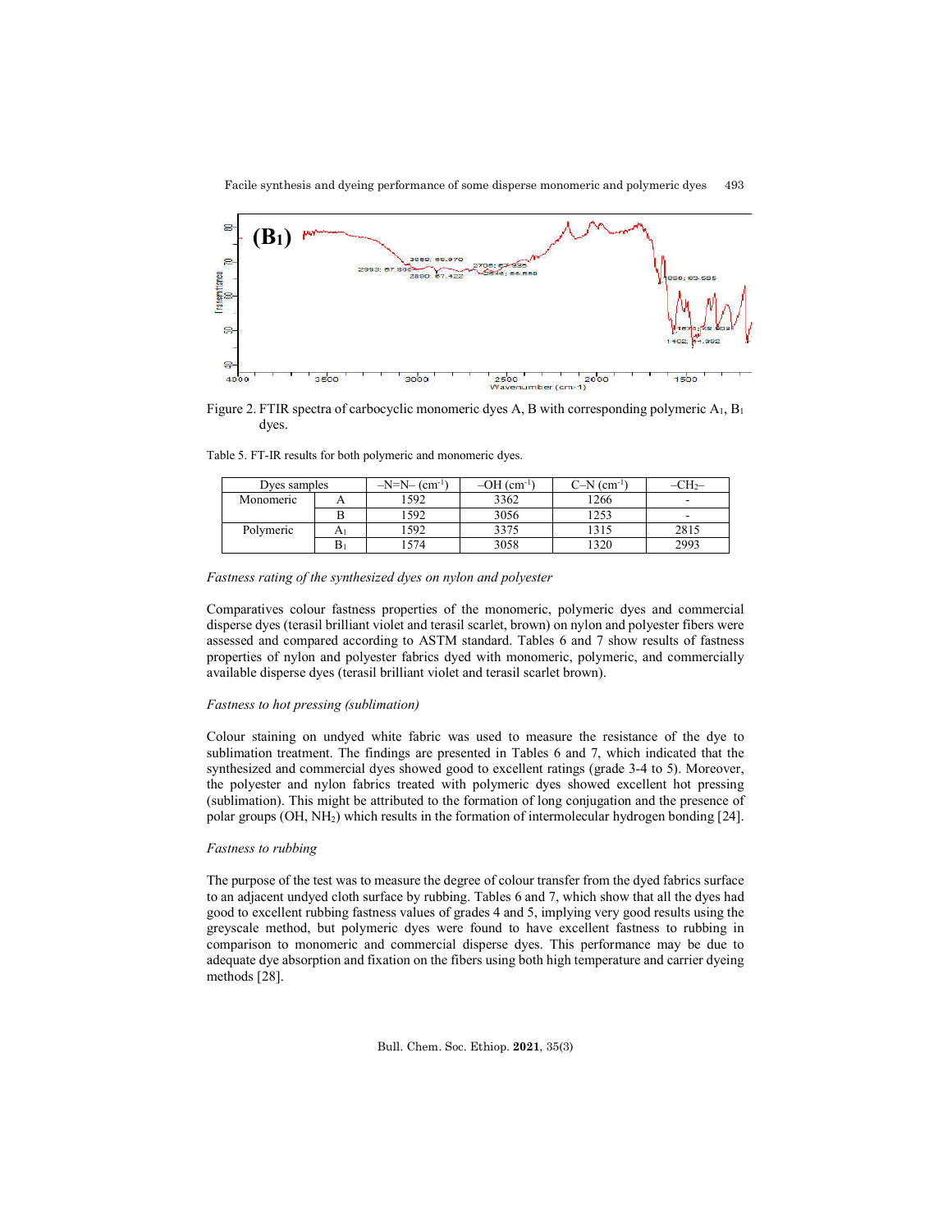Figure 2. FTIR spectra of carbocyclic monomeric dyes A, B with corresponding polymeric $A_1$, $B_1$ dyes.

Table 5. FT-IR results for both polymeric and monomeric dyes.

| Dyes samples | | –N=N– (cm$^{-1}$) | –OH (cm$^{-1}$) | C–N (cm$^{-1}$) | –$CH_2$– |
|---|---|---|---|---|---|
| Monomeric | A | 1592 | 3362 | 1266 | - |
| | B | 1592 | 3056 | 1253 | - |
| Polymeric | $A_1$ | 1592 | 3375 | 1315 | 2815 |
| | $B_1$ | 1574 | 3058 | 1320 | 2993 |

*Fastness rating of the synthesized dyes on nylon and polyester*

Comparatives colour fastness properties of the monomeric, polymeric dyes and commercial disperse dyes (terasil brilliant violet and terasil scarlet, brown) on nylon and polyester fibers were assessed and compared according to ASTM standard. Tables 6 and 7 show results of fastness properties of nylon and polyester fabrics dyed with monomeric, polymeric, and commercially available disperse dyes (terasil brilliant violet and terasil scarlet brown).

*Fastness to hot pressing (sublimation)*

Colour staining on undyed white fabric was used to measure the resistance of the dye to sublimation treatment. The findings are presented in Tables 6 and 7, which indicated that the synthesized and commercial dyes showed good to excellent ratings (grade 3-4 to 5). Moreover, the polyester and nylon fabrics treated with polymeric dyes showed excellent hot pressing (sublimation). This might be attributed to the formation of long conjugation and the presence of polar groups (OH, $NH_2$) which results in the formation of intermolecular hydrogen bonding [24].

*Fastness to rubbing*

The purpose of the test was to measure the degree of colour transfer from the dyed fabrics surface to an adjacent undyed cloth surface by rubbing. Tables 6 and 7, which show that all the dyes had good to excellent rubbing fastness values of grades 4 and 5, implying very good results using the greyscale method, but polymeric dyes were found to have excellent fastness to rubbing in comparison to monomeric and commercial disperse dyes. This performance may be due to adequate dye absorption and fixation on the fibers using both high temperature and carrier dyeing methods [28].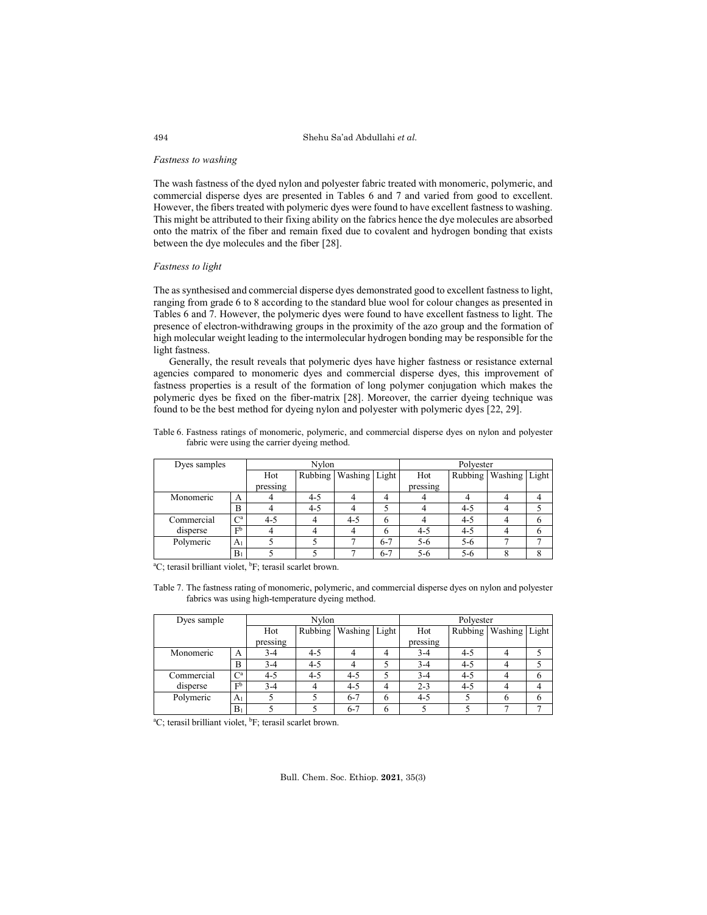*Fastness to washing*

The wash fastness of the dyed nylon and polyester fabric treated with monomeric, polymeric, and commercial disperse dyes are presented in Tables 6 and 7 and varied from good to excellent. However, the fibers treated with polymeric dyes were found to have excellent fastness to washing. This might be attributed to their fixing ability on the fabrics hence the dye molecules are absorbed onto the matrix of the fiber and remain fixed due to covalent and hydrogen bonding that exists between the dye molecules and the fiber [28].

*Fastness to light*

The as synthesised and commercial disperse dyes demonstrated good to excellent fastness to light, ranging from grade 6 to 8 according to the standard blue wool for colour changes as presented in Tables 6 and 7. However, the polymeric dyes were found to have excellent fastness to light. The presence of electron-withdrawing groups in the proximity of the azo group and the formation of high molecular weight leading to the intermolecular hydrogen bonding may be responsible for the light fastness.

Generally, the result reveals that polymeric dyes have higher fastness or resistance external agencies compared to monomeric dyes and commercial disperse dyes, this improvement of fastness properties is a result of the formation of long polymer conjugation which makes the polymeric dyes be fixed on the fiber-matrix [28]. Moreover, the carrier dyeing technique was found to be the best method for dyeing nylon and polyester with polymeric dyes [22, 29].

Table 6. Fastness ratings of monomeric, polymeric, and commercial disperse dyes on nylon and polyester fabric were using the carrier dyeing method.

| Dyes samples | | Nylon | | | | Polyester | | | |
|---|---|---|---|---|---|---|---|---|---|
| | | Hot pressing | Rubbing | Washing | Light | Hot pressing | Rubbing | Washing | Light |
| Monomeric | A | 4 | 4-5 | 4 | 4 | 4 | 4 | 4 | 4 |
| | B | 4 | 4-5 | 4 | 5 | 4 | 4-5 | 4 | 5 |
| Commercial disperse | C[a] | 4-5 | 4 | 4-5 | 6 | 4 | 4-5 | 4 | 6 |
| | F[b] | 4 | 4 | 4 | 6 | 4-5 | 4-5 | 4 | 6 |
| Polymeric | $A_1$ | 5 | 5 | 7 | 6-7 | 5-6 | 5-6 | 7 | 7 |
| | $B_1$ | 5 | 5 | 7 | 6-7 | 5-6 | 5-6 | 8 | 8 |

[a]C; terasil brilliant violet, [b]F; terasil scarlet brown.

Table 7. The fastness rating of monomeric, polymeric, and commercial disperse dyes on nylon and polyester fabrics was using high-temperature dyeing method.

| Dyes sample | | Nylon | | | | Polyester | | | |
|---|---|---|---|---|---|---|---|---|---|
| | | Hot pressing | Rubbing | Washing | Light | Hot pressing | Rubbing | Washing | Light |
| Monomeric | A | 3-4 | 4-5 | 4 | 4 | 3-4 | 4-5 | 4 | 5 |
| | B | 3-4 | 4-5 | 4 | 5 | 3-4 | 4-5 | 4 | 5 |
| Commercial disperse | C[a] | 4-5 | 4-5 | 4-5 | 5 | 3-4 | 4-5 | 4 | 6 |
| | F[b] | 3-4 | 4 | 4-5 | 4 | 2-3 | 4-5 | 4 | 4 |
| Polymeric | $A_1$ | 5 | 5 | 6-7 | 6 | 4-5 | 5 | 6 | 6 |
| | $B_1$ | 5 | 5 | 6-7 | 6 | 5 | 5 | 7 | 7 |

[a]C; terasil brilliant violet, [b]F; terasil scarlet brown.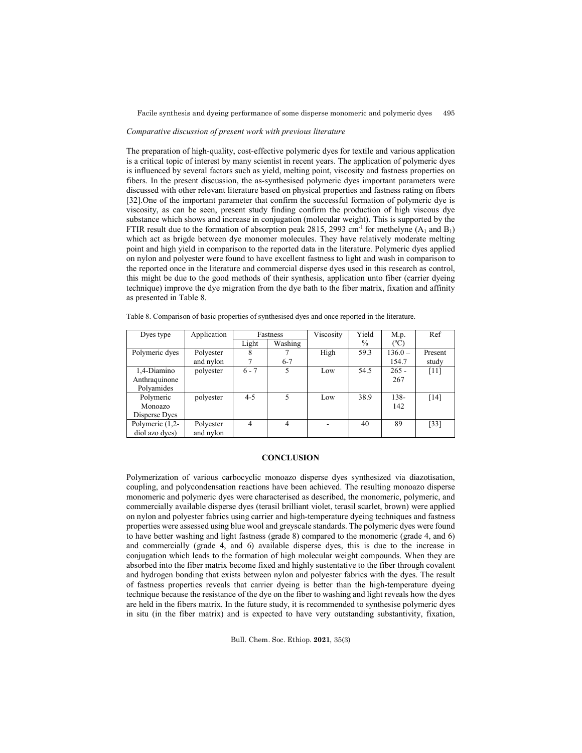*Comparative discussion of present work with previous literature*

The preparation of high-quality, cost-effective polymeric dyes for textile and various application is a critical topic of interest by many scientist in recent years. The application of polymeric dyes is influenced by several factors such as yield, melting point, viscosity and fastness properties on fibers. In the present discussion, the as-synthesised polymeric dyes important parameters were discussed with other relevant literature based on physical properties and fastness rating on fibers [32].One of the important parameter that confirm the successful formation of polymeric dye is viscosity, as can be seen, present study finding confirm the production of high viscous dye substance which shows and increase in conjugation (molecular weight). This is supported by the FTIR result due to the formation of absorption peak 2815, 2993 $cm^{-1}$ for methelyne ($A_1$ and $B_1$) which act as brigde between dye monomer molecules. They have relatively moderate melting point and high yield in comparison to the reported data in the literature. Polymeric dyes applied on nylon and polyester were found to have excellent fastness to light and wash in comparison to the reported once in the literature and commercial disperse dyes used in this research as control, this might be due to the good methods of their synthesis, application unto fiber (carrier dyeing technique) improve the dye migration from the dye bath to the fiber matrix, fixation and affinity as presented in Table 8.

Table 8. Comparison of basic properties of synthesised dyes and once reported in the literature.

| Dyes type | Application | Fastness | | Viscosity | Yield | M.p. | Ref |
|---|---|---|---|---|---|---|---|
| | | Light | Washing | | % | (ºC) | |
| Polymeric dyes | Polyester and nylon | 8<br>7 | 7<br>6-7 | High | 59.3 | 136.0 – 154.7 | Present study |
| 1,4-Diamino Anthraquinone Polyamides | polyester | 6 - 7 | 5 | Low | 54.5 | 265 - 267 | [11] |
| Polymeric Monoazo Disperse Dyes | polyester | 4-5 | 5 | Low | 38.9 | 138-142 | [14] |
| Polymeric (1,2-diol azo dyes) | Polyester and nylon | 4 | 4 | - | 40 | 89 | [33] |

## CONCLUSION

Polymerization of various carbocyclic monoazo disperse dyes synthesized via diazotisation, coupling, and polycondensation reactions have been achieved. The resulting monoazo disperse monomeric and polymeric dyes were characterised as described, the monomeric, polymeric, and commercially available disperse dyes (terasil brilliant violet, terasil scarlet, brown) were applied on nylon and polyester fabrics using carrier and high-temperature dyeing techniques and fastness properties were assessed using blue wool and greyscale standards. The polymeric dyes were found to have better washing and light fastness (grade 8) compared to the monomeric (grade 4, and 6) and commercially (grade 4, and 6) available disperse dyes, this is due to the increase in conjugation which leads to the formation of high molecular weight compounds. When they are absorbed into the fiber matrix become fixed and highly sustentative to the fiber through covalent and hydrogen bonding that exists between nylon and polyester fabrics with the dyes. The result of fastness properties reveals that carrier dyeing is better than the high-temperature dyeing technique because the resistance of the dye on the fiber to washing and light reveals how the dyes are held in the fibers matrix. In the future study, it is recommended to synthesise polymeric dyes in situ (in the fiber matrix) and is expected to have very outstanding substantivity, fixation,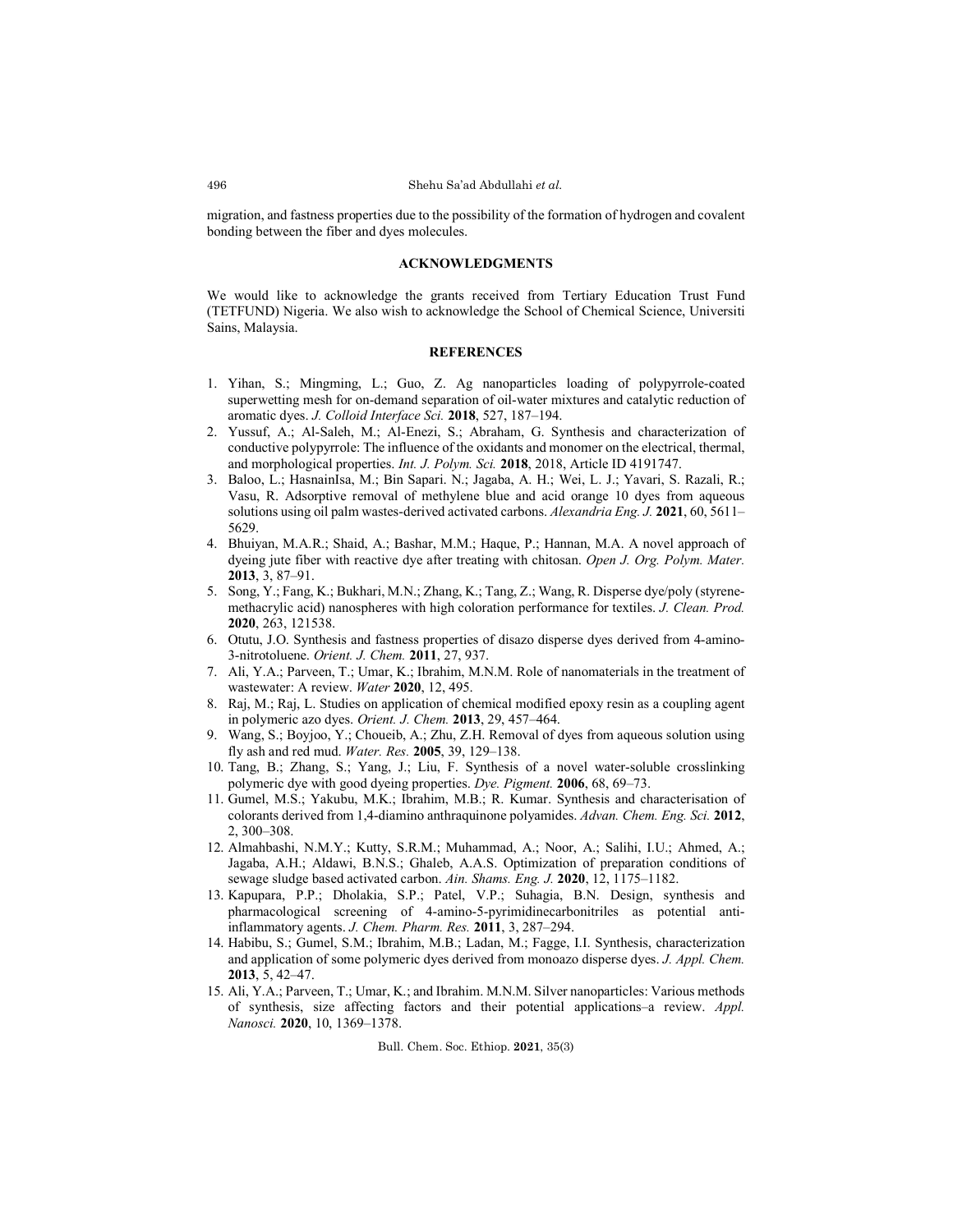migration, and fastness properties due to the possibility of the formation of hydrogen and covalent bonding between the fiber and dyes molecules.

## ACKNOWLEDGMENTS

We would like to acknowledge the grants received from Tertiary Education Trust Fund (TETFUND) Nigeria. We also wish to acknowledge the School of Chemical Science, Universiti Sains, Malaysia.

## REFERENCES

1. Yihan, S.; Mingming, L.; Guo, Z. Ag nanoparticles loading of polypyrrole-coated superwetting mesh for on-demand separation of oil-water mixtures and catalytic reduction of aromatic dyes. *J. Colloid Interface Sci.* **2018**, 527, 187–194.
2. Yussuf, A.; Al-Saleh, M.; Al-Enezi, S.; Abraham, G. Synthesis and characterization of conductive polypyrrole: The influence of the oxidants and monomer on the electrical, thermal, and morphological properties. *Int. J. Polym. Sci.* **2018**, 2018, Article ID 4191747.
3. Baloo, L.; HasnainIsa, M.; Bin Sapari. N.; Jagaba, A. H.; Wei, L. J.; Yavari, S. Razali, R.; Vasu, R. Adsorptive removal of methylene blue and acid orange 10 dyes from aqueous solutions using oil palm wastes-derived activated carbons. *Alexandria Eng. J.* **2021**, 60, 5611–5629.
4. Bhuiyan, M.A.R.; Shaid, A.; Bashar, M.M.; Haque, P.; Hannan, M.A. A novel approach of dyeing jute fiber with reactive dye after treating with chitosan. *Open J. Org. Polym. Mater.* **2013**, 3, 87–91.
5. Song, Y.; Fang, K.; Bukhari, M.N.; Zhang, K.; Tang, Z.; Wang, R. Disperse dye/poly (styrene-methacrylic acid) nanospheres with high coloration performance for textiles. *J. Clean. Prod.* **2020**, 263, 121538.
6. Otutu, J.O. Synthesis and fastness properties of disazo disperse dyes derived from 4-amino-3-nitrotoluene. *Orient. J. Chem.* **2011**, 27, 937.
7. Ali, Y.A.; Parveen, T.; Umar, K.; Ibrahim, M.N.M. Role of nanomaterials in the treatment of wastewater: A review. *Water* **2020**, 12, 495.
8. Raj, M.; Raj, L. Studies on application of chemical modified epoxy resin as a coupling agent in polymeric azo dyes. *Orient. J. Chem.* **2013**, 29, 457–464.
9. Wang, S.; Boyjoo, Y.; Choueib, A.; Zhu, Z.H. Removal of dyes from aqueous solution using fly ash and red mud. *Water. Res.* **2005**, 39, 129–138.
10. Tang, B.; Zhang, S.; Yang, J.; Liu, F. Synthesis of a novel water-soluble crosslinking polymeric dye with good dyeing properties. *Dye. Pigment.* **2006**, 68, 69–73.
11. Gumel, M.S.; Yakubu, M.K.; Ibrahim, M.B.; R. Kumar. Synthesis and characterisation of colorants derived from 1,4-diamino anthraquinone polyamides. *Advan. Chem. Eng. Sci.* **2012**, 2, 300–308.
12. Almahbashi, N.M.Y.; Kutty, S.R.M.; Muhammad, A.; Noor, A.; Salihi, I.U.; Ahmed, A.; Jagaba, A.H.; Aldawi, B.N.S.; Ghaleb, A.A.S. Optimization of preparation conditions of sewage sludge based activated carbon. *Ain. Shams. Eng. J.* **2020**, 12, 1175–1182.
13. Kapupara, P.P.; Dholakia, S.P.; Patel, V.P.; Suhagia, B.N. Design, synthesis and pharmacological screening of 4-amino-5-pyrimidinecarbonitriles as potential anti-inflammatory agents. *J. Chem. Pharm. Res.* **2011**, 3, 287–294.
14. Habibu, S.; Gumel, S.M.; Ibrahim, M.B.; Ladan, M.; Fagge, I.I. Synthesis, characterization and application of some polymeric dyes derived from monoazo disperse dyes. *J. Appl. Chem.* **2013**, 5, 42–47.
15. Ali, Y.A.; Parveen, T.; Umar, K.; and Ibrahim. M.N.M. Silver nanoparticles: Various methods of synthesis, size affecting factors and their potential applications–a review. *Appl. Nanosci.* **2020**, 10, 1369–1378.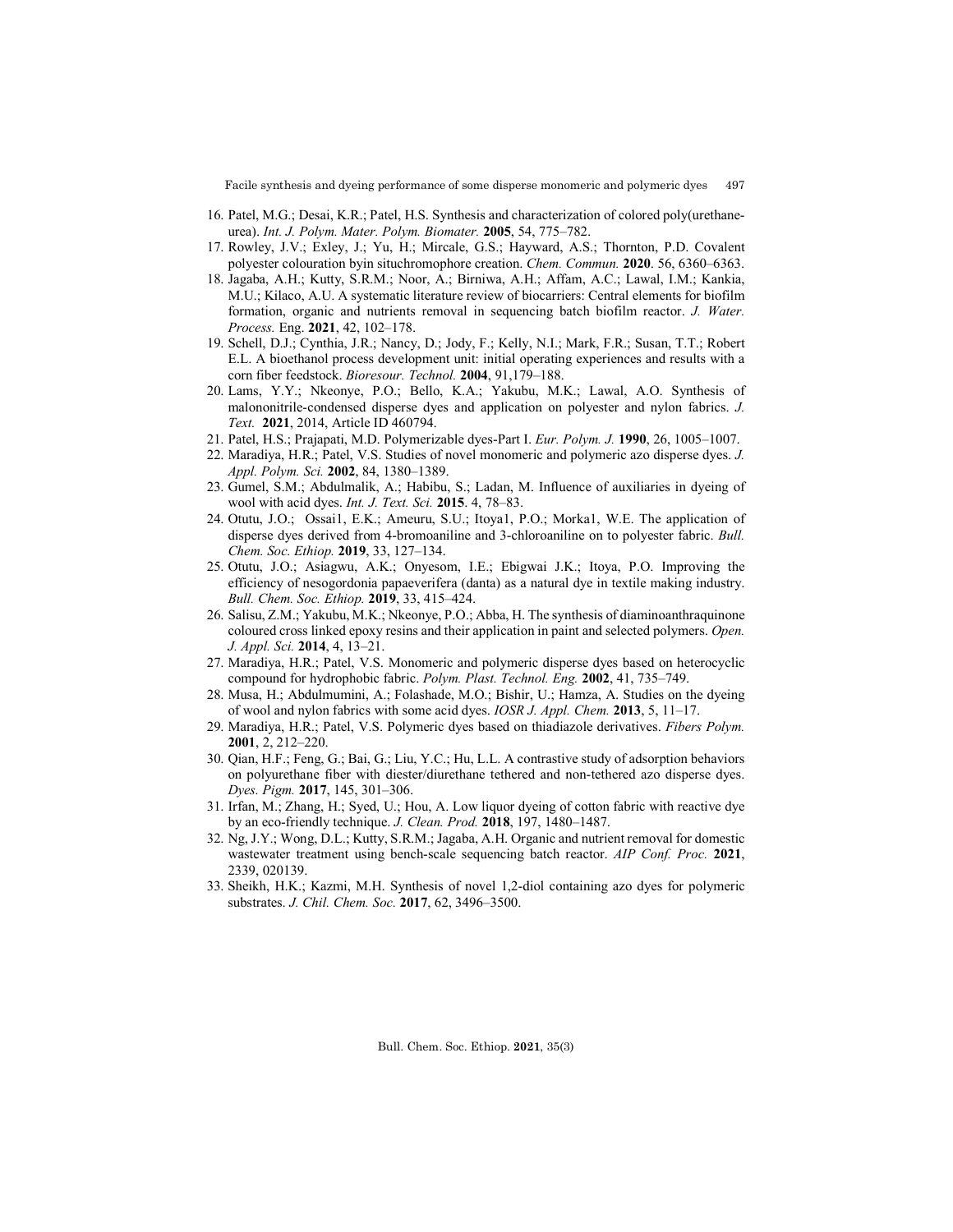16. Patel, M.G.; Desai, K.R.; Patel, H.S. Synthesis and characterization of colored poly(urethane-urea). *Int. J. Polym. Mater. Polym. Biomater.* **2005**, 54, 775–782.
17. Rowley, J.V.; Exley, J.; Yu, H.; Mircale, G.S.; Hayward, A.S.; Thornton, P.D. Covalent polyester colouration byin situchromophore creation. *Chem. Commun.* **2020**. 56, 6360–6363.
18. Jagaba, A.H.; Kutty, S.R.M.; Noor, A.; Birniwa, A.H.; Affam, A.C.; Lawal, I.M.; Kankia, M.U.; Kilaco, A.U. A systematic literature review of biocarriers: Central elements for biofilm formation, organic and nutrients removal in sequencing batch biofilm reactor. *J. Water. Process.* Eng. **2021**, 42, 102–178.
19. Schell, D.J.; Cynthia, J.R.; Nancy, D.; Jody, F.; Kelly, N.I.; Mark, F.R.; Susan, T.T.; Robert E.L. A bioethanol process development unit: initial operating experiences and results with a corn fiber feedstock. *Bioresour. Technol.* **2004**, 91,179–188.
20. Lams, Y.Y.; Nkeonye, P.O.; Bello, K.A.; Yakubu, M.K.; Lawal, A.O. Synthesis of malononitrile-condensed disperse dyes and application on polyester and nylon fabrics. *J. Text.* **2021**, 2014, Article ID 460794.
21. Patel, H.S.; Prajapati, M.D. Polymerizable dyes-Part I. *Eur. Polym. J.* **1990**, 26, 1005–1007.
22. Maradiya, H.R.; Patel, V.S. Studies of novel monomeric and polymeric azo disperse dyes. *J. Appl. Polym. Sci.* **2002**, 84, 1380–1389.
23. Gumel, S.M.; Abdulmalik, A.; Habibu, S.; Ladan, M. Influence of auxiliaries in dyeing of wool with acid dyes. *Int. J. Text. Sci.* **2015**. 4, 78–83.
24. Otutu, J.O.; Ossai1, E.K.; Ameuru, S.U.; Itoya1, P.O.; Morka1, W.E. The application of disperse dyes derived from 4-bromoaniline and 3-chloroaniline on to polyester fabric. *Bull. Chem. Soc. Ethiop.* **2019**, 33, 127–134.
25. Otutu, J.O.; Asiagwu, A.K.; Onyesom, I.E.; Ebigwai J.K.; Itoya, P.O. Improving the efficiency of nesogordonia papaeverifera (danta) as a natural dye in textile making industry. *Bull. Chem. Soc. Ethiop.* **2019**, 33, 415–424.
26. Salisu, Z.M.; Yakubu, M.K.; Nkeonye, P.O.; Abba, H. The synthesis of diaminoanthraquinone coloured cross linked epoxy resins and their application in paint and selected polymers. *Open. J. Appl. Sci.* **2014**, 4, 13–21.
27. Maradiya, H.R.; Patel, V.S. Monomeric and polymeric disperse dyes based on heterocyclic compound for hydrophobic fabric. *Polym. Plast. Technol. Eng.* **2002**, 41, 735–749.
28. Musa, H.; Abdulmumini, A.; Folashade, M.O.; Bishir, U.; Hamza, A. Studies on the dyeing of wool and nylon fabrics with some acid dyes. *IOSR J. Appl. Chem.* **2013**, 5, 11–17.
29. Maradiya, H.R.; Patel, V.S. Polymeric dyes based on thiadiazole derivatives. *Fibers Polym.* **2001**, 2, 212–220.
30. Qian, H.F.; Feng, G.; Bai, G.; Liu, Y.C.; Hu, L.L. A contrastive study of adsorption behaviors on polyurethane fiber with diester/diurethane tethered and non-tethered azo disperse dyes. *Dyes. Pigm.* **2017**, 145, 301–306.
31. Irfan, M.; Zhang, H.; Syed, U.; Hou, A. Low liquor dyeing of cotton fabric with reactive dye by an eco-friendly technique. *J. Clean. Prod.* **2018**, 197, 1480–1487.
32. Ng, J.Y.; Wong, D.L.; Kutty, S.R.M.; Jagaba, A.H. Organic and nutrient removal for domestic wastewater treatment using bench-scale sequencing batch reactor. *AIP Conf. Proc.* **2021**, 2339, 020139.
33. Sheikh, H.K.; Kazmi, M.H. Synthesis of novel 1,2-diol containing azo dyes for polymeric substrates. *J. Chil. Chem. Soc.* **2017**, 62, 3496–3500.